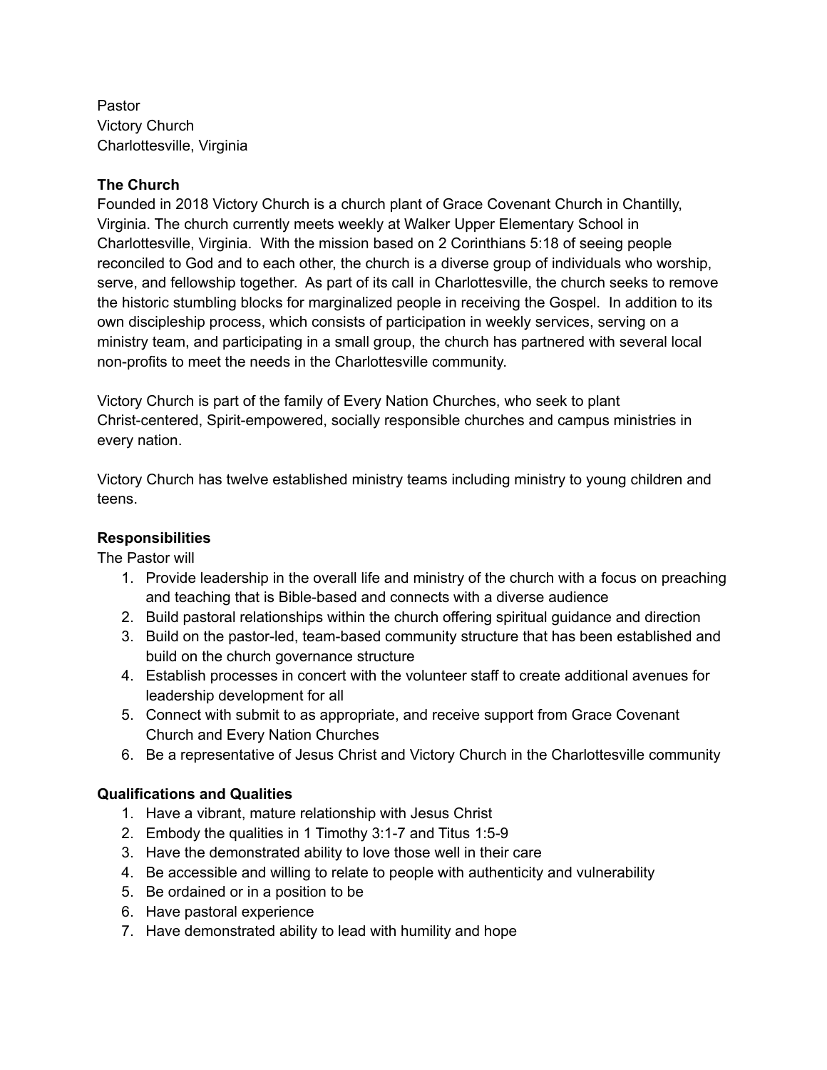Pastor
Victory Church
Charlottesville, Virginia

**The Church**

Founded in 2018 Victory Church is a church plant of Grace Covenant Church in Chantilly, Virginia. The church currently meets weekly at Walker Upper Elementary School in Charlottesville, Virginia. With the mission based on 2 Corinthians 5:18 of seeing people reconciled to God and to each other, the church is a diverse group of individuals who worship, serve, and fellowship together. As part of its call in Charlottesville, the church seeks to remove the historic stumbling blocks for marginalized people in receiving the Gospel. In addition to its own discipleship process, which consists of participation in weekly services, serving on a ministry team, and participating in a small group, the church has partnered with several local non-profits to meet the needs in the Charlottesville community.

Victory Church is part of the family of Every Nation Churches, who seek to plant Christ-centered, Spirit-empowered, socially responsible churches and campus ministries in every nation.

Victory Church has twelve established ministry teams including ministry to young children and teens.

**Responsibilities**

The Pastor will

1. Provide leadership in the overall life and ministry of the church with a focus on preaching and teaching that is Bible-based and connects with a diverse audience
2. Build pastoral relationships within the church offering spiritual guidance and direction
3. Build on the pastor-led, team-based community structure that has been established and build on the church governance structure
4. Establish processes in concert with the volunteer staff to create additional avenues for leadership development for all
5. Connect with submit to as appropriate, and receive support from Grace Covenant Church and Every Nation Churches
6. Be a representative of Jesus Christ and Victory Church in the Charlottesville community

**Qualifications and Qualities**

1. Have a vibrant, mature relationship with Jesus Christ
2. Embody the qualities in 1 Timothy 3:1-7 and Titus 1:5-9
3. Have the demonstrated ability to love those well in their care
4. Be accessible and willing to relate to people with authenticity and vulnerability
5. Be ordained or in a position to be
6. Have pastoral experience
7. Have demonstrated ability to lead with humility and hope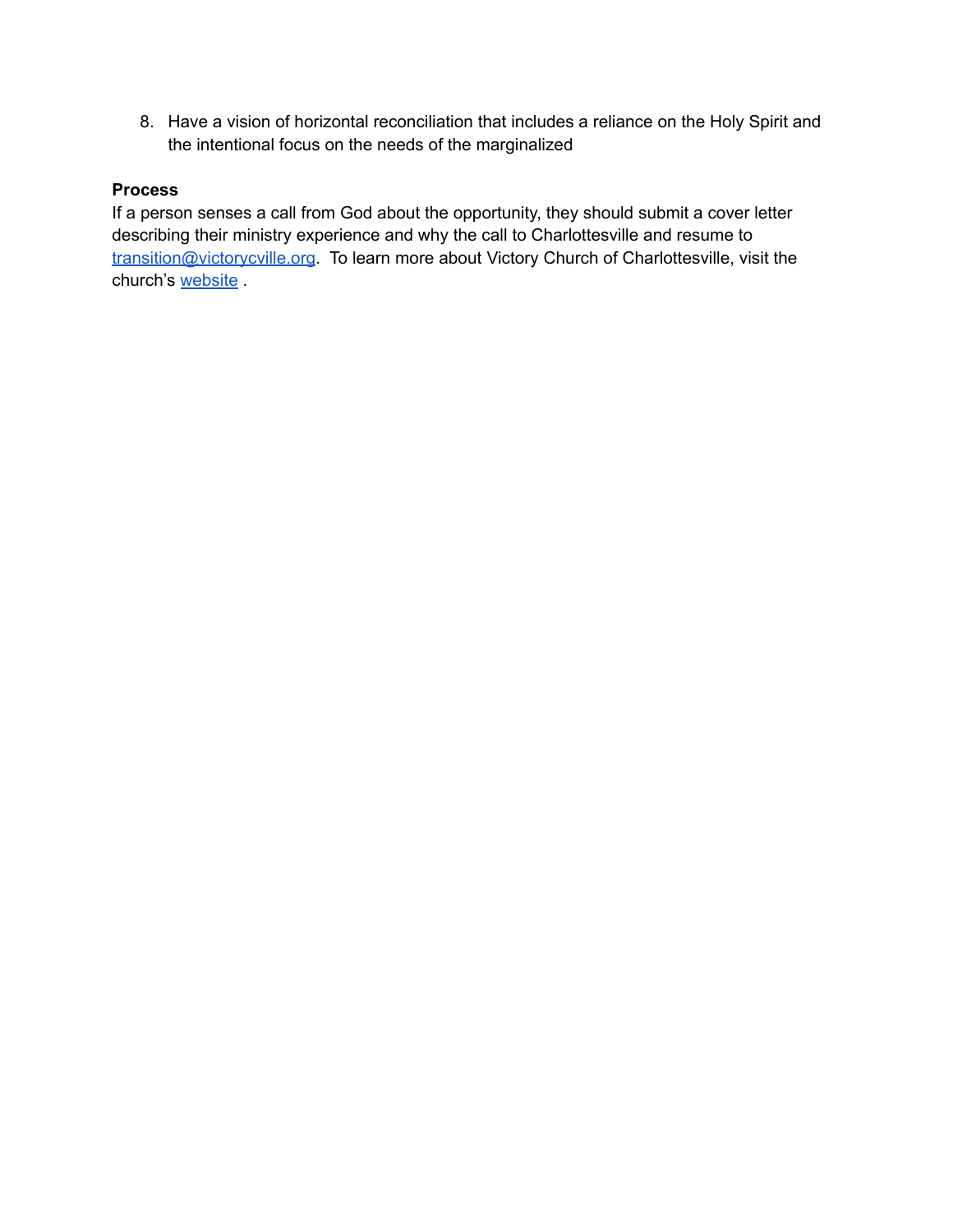8. Have a vision of horizontal reconciliation that includes a reliance on the Holy Spirit and the intentional focus on the needs of the marginalized

**Process**

If a person senses a call from God about the opportunity, they should submit a cover letter describing their ministry experience and why the call to Charlottesville and resume to transition@victorycville.org. To learn more about Victory Church of Charlottesville, visit the church's website .